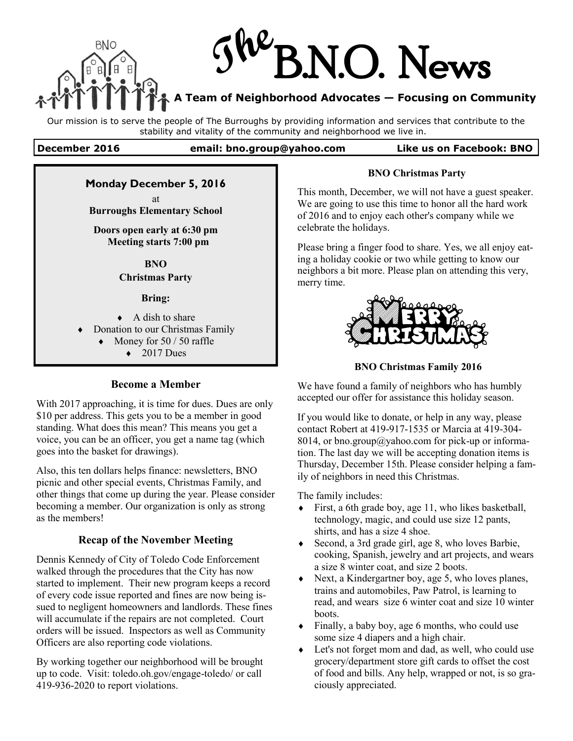# The B.N.O. News

**A Team of Neighborhood Advocates — Focusing on Community**

Our mission is to serve the people of The Burroughs by providing information and services that contribute to the stability and vitality of the community and neighborhood we live in.

**December 2016** | **email: bno.group@yahoo.com** | **Like us on Facebook: BNO**

**Monday December 5, 2016**

at

**Burroughs Elementary School**

**Doors open early at 6:30 pm**
**Meeting starts 7:00 pm**

**BNO**
**Christmas Party**

**Bring:**

- A dish to share
- Donation to our Christmas Family
- Money for 50 / 50 raffle
- 2017 Dues

### Become a Member

With 2017 approaching, it is time for dues. Dues are only $10 per address. This gets you to be a member in good standing. What does this mean? This means you get a voice, you can be an officer, you get a name tag (which goes into the basket for drawings).

Also, this ten dollars helps finance: newsletters, BNO picnic and other special events, Christmas Family, and other things that come up during the year. Please consider becoming a member. Our organization is only as strong as the members!

### Recap of the November Meeting

Dennis Kennedy of City of Toledo Code Enforcement walked through the procedures that the City has now started to implement. Their new program keeps a record of every code issue reported and fines are now being issued to negligent homeowners and landlords. These fines will accumulate if the repairs are not completed. Court orders will be issued. Inspectors as well as Community Officers are also reporting code violations.

By working together our neighborhood will be brought up to code. Visit: toledo.oh.gov/engage-toledo/ or call 419-936-2020 to report violations.

### BNO Christmas Party

This month, December, we will not have a guest speaker. We are going to use this time to honor all the hard work of 2016 and to enjoy each other's company while we celebrate the holidays.

Please bring a finger food to share. Yes, we all enjoy eating a holiday cookie or two while getting to know our neighbors a bit more. Please plan on attending this very, merry time.

MERRY CHRISTMAS

### BNO Christmas Family 2016

We have found a family of neighbors who has humbly accepted our offer for assistance this holiday season.

If you would like to donate, or help in any way, please contact Robert at 419-917-1535 or Marcia at 419-304-8014, or bno.group@yahoo.com for pick-up or information. The last day we will be accepting donation items is Thursday, December 15th. Please consider helping a family of neighbors in need this Christmas.

The family includes:

- First, a 6th grade boy, age 11, who likes basketball, technology, magic, and could use size 12 pants, shirts, and has a size 4 shoe.
- Second, a 3rd grade girl, age 8, who loves Barbie, cooking, Spanish, jewelry and art projects, and wears a size 8 winter coat, and size 2 boots.
- Next, a Kindergartner boy, age 5, who loves planes, trains and automobiles, Paw Patrol, is learning to read, and wears size 6 winter coat and size 10 winter boots.
- Finally, a baby boy, age 6 months, who could use some size 4 diapers and a high chair.
- Let's not forget mom and dad, as well, who could use grocery/department store gift cards to offset the cost of food and bills. Any help, wrapped or not, is so graciously appreciated.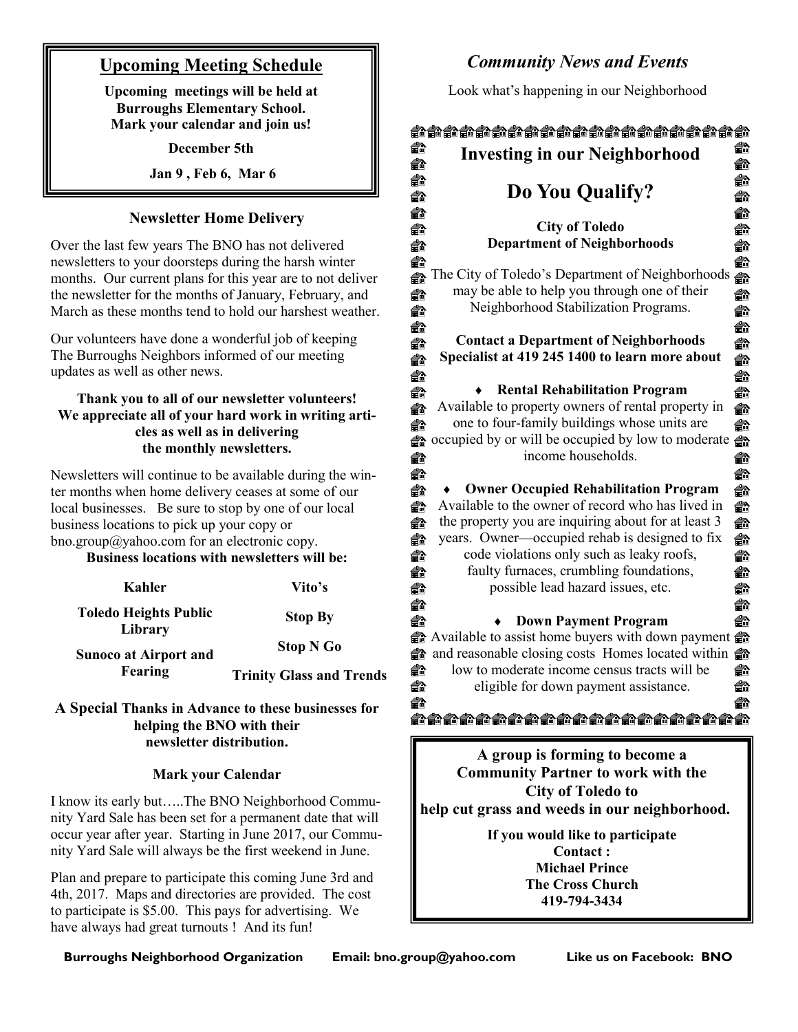## Upcoming Meeting Schedule

**Upcoming meetings will be held at Burroughs Elementary School. Mark your calendar and join us!**

**December 5th**

**Jan 9 , Feb 6, Mar 6**

### Newsletter Home Delivery

Over the last few years The BNO has not delivered newsletters to your doorsteps during the harsh winter months. Our current plans for this year are to not deliver the newsletter for the months of January, February, and March as these months tend to hold our harshest weather.

Our volunteers have done a wonderful job of keeping The Burroughs Neighbors informed of our meeting updates as well as other news.

**Thank you to all of our newsletter volunteers! We appreciate all of your hard work in writing articles as well as in delivering the monthly newsletters.**

Newsletters will continue to be available during the winter months when home delivery ceases at some of our local businesses. Be sure to stop by one of our local business locations to pick up your copy or bno.group@yahoo.com for an electronic copy.

**Business locations with newsletters will be:**

| | |
|---|---|
| **Kahler** | **Vito's** |
| **Toledo Heights Public Library** | **Stop By** |
| **Sunoco at Airport and Fearing** | **Stop N Go** |
| | **Trinity Glass and Trends** |

**A Special Thanks in Advance to these businesses for helping the BNO with their newsletter distribution.**

### Mark your Calendar

I know its early but…..The BNO Neighborhood Community Yard Sale has been set for a permanent date that will occur year after year. Starting in June 2017, our Community Yard Sale will always be the first weekend in June.

Plan and prepare to participate this coming June 3rd and 4th, 2017. Maps and directories are provided. The cost to participate is $5.00. This pays for advertising. We have always had great turnouts ! And its fun!

## *Community News and Events*

Look what's happening in our Neighborhood

### Investing in our Neighborhood

### Do You Qualify?

**City of Toledo**
**Department of Neighborhoods**

The City of Toledo's Department of Neighborhoods may be able to help you through one of their Neighborhood Stabilization Programs.

**Contact a Department of Neighborhoods Specialist at 419 245 1400 to learn more about**

- **Rental Rehabilitation Program**
  Available to property owners of rental property in one to four-family buildings whose units are occupied by or will be occupied by low to moderate income households.

- **Owner Occupied Rehabilitation Program**
  Available to the owner of record who has lived in the property you are inquiring about for at least 3 years. Owner—occupied rehab is designed to fix code violations only such as leaky roofs, faulty furnaces, crumbling foundations, possible lead hazard issues, etc.

- **Down Payment Program**
  Available to assist home buyers with down payment and reasonable closing costs Homes located within low to moderate income census tracts will be eligible for down payment assistance.

**A group is forming to become a Community Partner to work with the City of Toledo to help cut grass and weeds in our neighborhood.**

**If you would like to participate**
**Contact :**
**Michael Prince**
**The Cross Church**
**419-794-3434**

**Burroughs Neighborhood Organization Email: bno.group@yahoo.com Like us on Facebook: BNO**